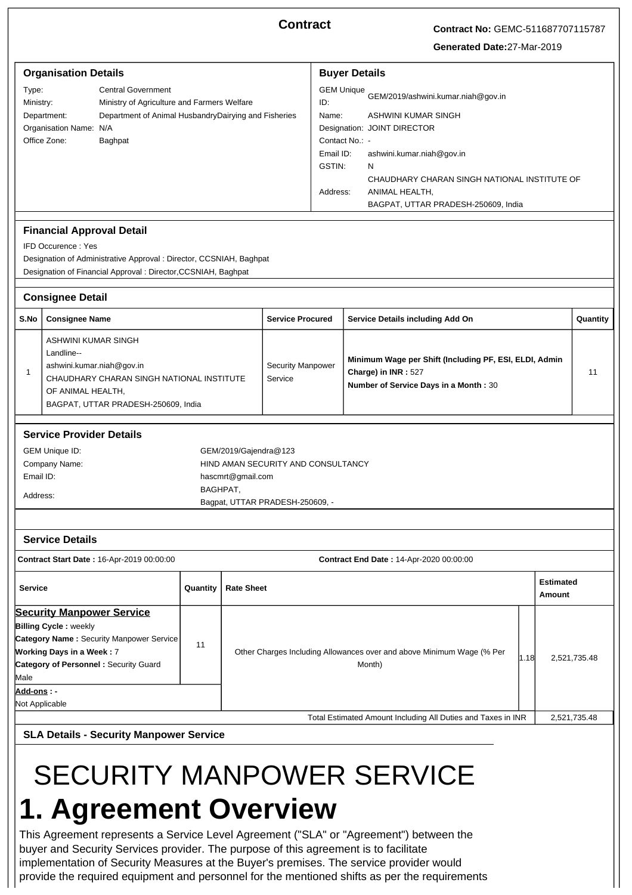# Contract

**Contract No:** GEMC-511687707115787

**Generated Date:** 27-Mar-2019

## Organisation Details

Type: Central Government
Ministry: Ministry of Agriculture and Farmers Welfare
Department: Department of Animal HusbandryDairying and Fisheries
Organisation Name: N/A
Office Zone: Baghpat

## Buyer Details

GEM Unique ID: GEM/2019/ashwini.kumar.niah@gov.in
Name: ASHWINI KUMAR SINGH
Designation: JOINT DIRECTOR
Contact No.: -
Email ID: ashwini.kumar.niah@gov.in
GSTIN: N
Address: CHAUDHARY CHARAN SINGH NATIONAL INSTITUTE OF ANIMAL HEALTH, BAGPAT, UTTAR PRADESH-250609, India

## Financial Approval Detail

IFD Occurence : Yes
Designation of Administrative Approval : Director, CCSNIAH, Baghpat
Designation of Financial Approval : Director,CCSNIAH, Baghpat

## Consignee Detail

| S.No | Consignee Name | Service Procured | Service Details including Add On | Quantity |
|---|---|---|---|---|
| 1 | ASHWINI KUMAR SINGH<br>Landline--<br>ashwini.kumar.niah@gov.in<br>CHAUDHARY CHARAN SINGH NATIONAL INSTITUTE OF ANIMAL HEALTH,<br>BAGPAT, UTTAR PRADESH-250609, India | Security Manpower Service | **Minimum Wage per Shift (Including PF, ESI, ELDI, Admin Charge) in INR :** 527<br>**Number of Service Days in a Month :** 30 | 11 |

## Service Provider Details

GEM Unique ID: GEM/2019/Gajendra@123
Company Name: HIND AMAN SECURITY AND CONSULTANCY
Email ID: hascmrt@gmail.com
Address: BAGHPAT, Bagpat, UTTAR PRADESH-250609, -

## Service Details

**Contract Start Date :** 16-Apr-2019 00:00:00
**Contract End Date :** 14-Apr-2020 00:00:00

| Service | Quantity | Rate Sheet | | Estimated Amount |
|---|---|---|---|---|
| **Security Manpower Service**<br>**Billing Cycle :** weekly<br>**Category Name :** Security Manpower Service<br>**Working Days in a Week :** 7<br>**Category of Personnel :** Security Guard Male<br>**Add-ons : -**<br>Not Applicable | 11 | Other Charges Including Allowances over and above Minimum Wage (% Per Month) | 1.18 | 2,521,735.48 |
| | | Total Estimated Amount Including All Duties and Taxes in INR | | 2,521,735.48 |

### SLA Details - Security Manpower Service

# SECURITY MANPOWER SERVICE

# 1. Agreement Overview

This Agreement represents a Service Level Agreement ("SLA" or "Agreement") between the buyer and Security Services provider. The purpose of this agreement is to facilitate implementation of Security Measures at the Buyer's premises. The service provider would provide the required equipment and personnel for the mentioned shifts as per the requirements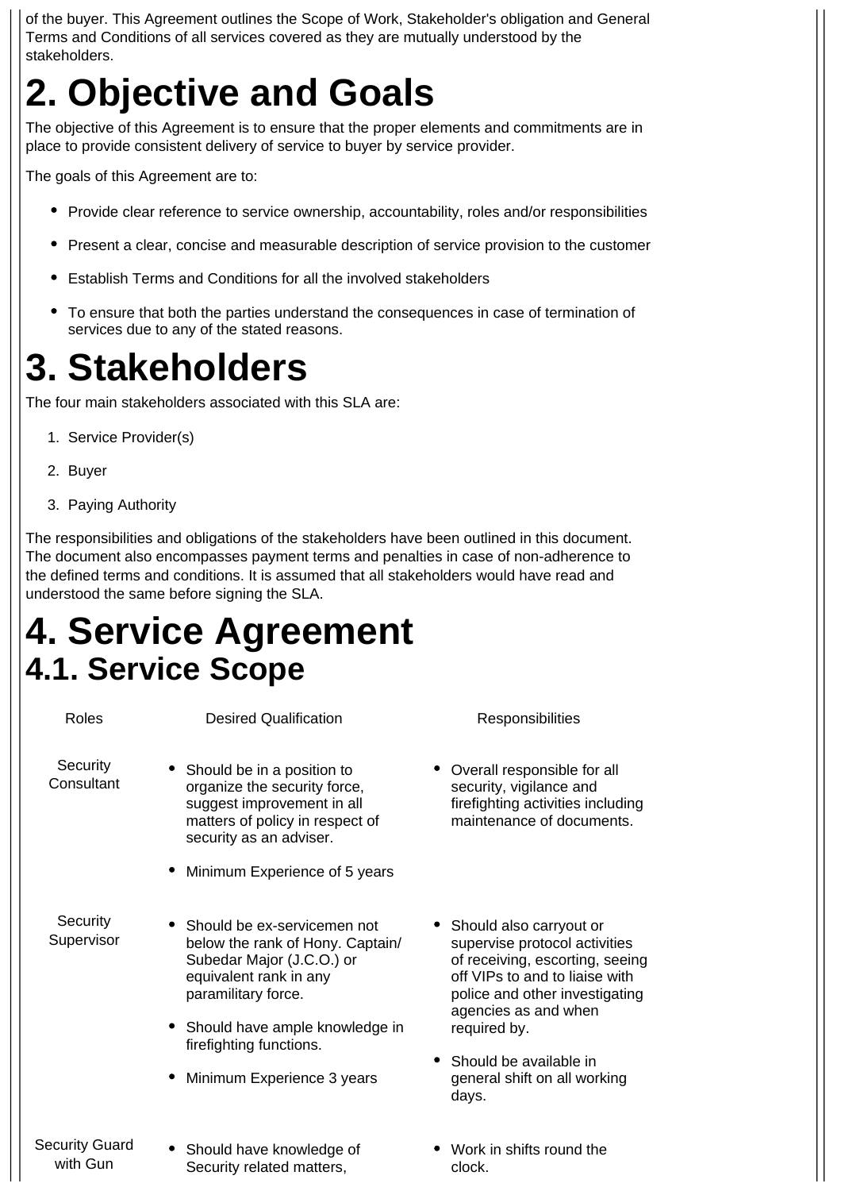of the buyer. This Agreement outlines the Scope of Work, Stakeholder's obligation and General Terms and Conditions of all services covered as they are mutually understood by the stakeholders.

# 2. Objective and Goals

The objective of this Agreement is to ensure that the proper elements and commitments are in place to provide consistent delivery of service to buyer by service provider.

The goals of this Agreement are to:

- Provide clear reference to service ownership, accountability, roles and/or responsibilities
- Present a clear, concise and measurable description of service provision to the customer
- Establish Terms and Conditions for all the involved stakeholders
- To ensure that both the parties understand the consequences in case of termination of services due to any of the stated reasons.

# 3. Stakeholders

The four main stakeholders associated with this SLA are:

1. Service Provider(s)
2. Buyer
3. Paying Authority

The responsibilities and obligations of the stakeholders have been outlined in this document. The document also encompasses payment terms and penalties in case of non-adherence to the defined terms and conditions. It is assumed that all stakeholders would have read and understood the same before signing the SLA.

# 4. Service Agreement

## 4.1. Service Scope

| Roles | Desired Qualification | Responsibilities |
|---|---|---|
| Security Consultant | • Should be in a position to organize the security force, suggest improvement in all matters of policy in respect of security as an adviser.<br>• Minimum Experience of 5 years | • Overall responsible for all security, vigilance and firefighting activities including maintenance of documents. |
| Security Supervisor | • Should be ex-servicemen not below the rank of Hony. Captain/ Subedar Major (J.C.O.) or equivalent rank in any paramilitary force.<br>• Should have ample knowledge in firefighting functions.<br>• Minimum Experience 3 years | • Should also carryout or supervise protocol activities of receiving, escorting, seeing off VIPs to and to liaise with police and other investigating agencies as and when required by.<br>• Should be available in general shift on all working days. |
| Security Guard with Gun | • Should have knowledge of Security related matters, | • Work in shifts round the clock. |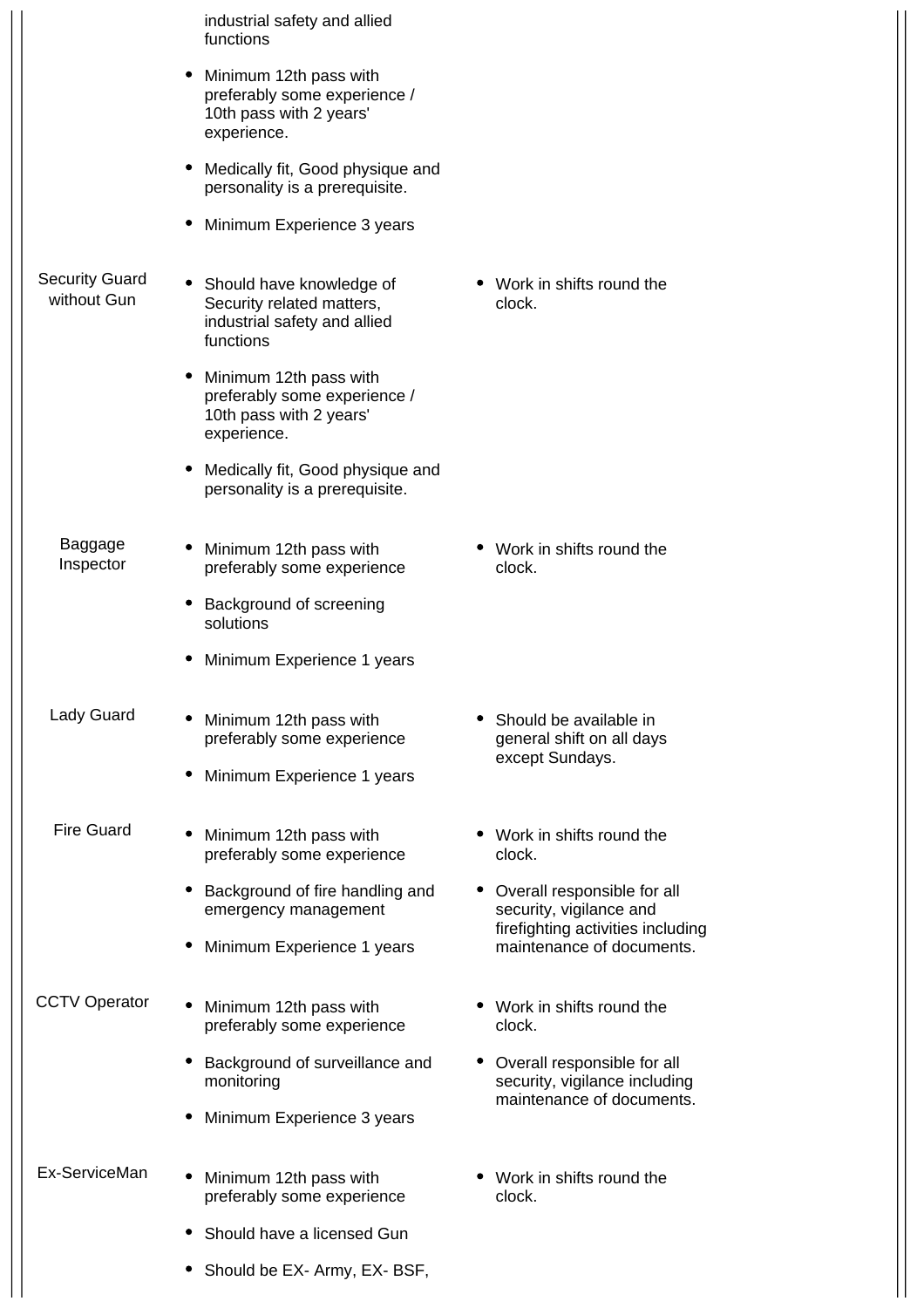| | | |
|---|---|---|
| | • industrial safety and allied functions<br>• Minimum 12th pass with preferably some experience / 10th pass with 2 years' experience.<br>• Medically fit, Good physique and personality is a prerequisite.<br>• Minimum Experience 3 years | |
| Security Guard without Gun | • Should have knowledge of Security related matters, industrial safety and allied functions<br>• Minimum 12th pass with preferably some experience / 10th pass with 2 years' experience.<br>• Medically fit, Good physique and personality is a prerequisite. | • Work in shifts round the clock. |
| Baggage Inspector | • Minimum 12th pass with preferably some experience<br>• Background of screening solutions<br>• Minimum Experience 1 years | • Work in shifts round the clock. |
| Lady Guard | • Minimum 12th pass with preferably some experience<br>• Minimum Experience 1 years | • Should be available in general shift on all days except Sundays. |
| Fire Guard | • Minimum 12th pass with preferably some experience<br>• Background of fire handling and emergency management<br>• Minimum Experience 1 years | • Work in shifts round the clock.<br>• Overall responsible for all security, vigilance and firefighting activities including maintenance of documents. |
| CCTV Operator | • Minimum 12th pass with preferably some experience<br>• Background of surveillance and monitoring<br>• Minimum Experience 3 years | • Work in shifts round the clock.<br>• Overall responsible for all security, vigilance including maintenance of documents. |
| Ex-ServiceMan | • Minimum 12th pass with preferably some experience<br>• Should have a licensed Gun<br>• Should be EX- Army, EX- BSF, | • Work in shifts round the clock. |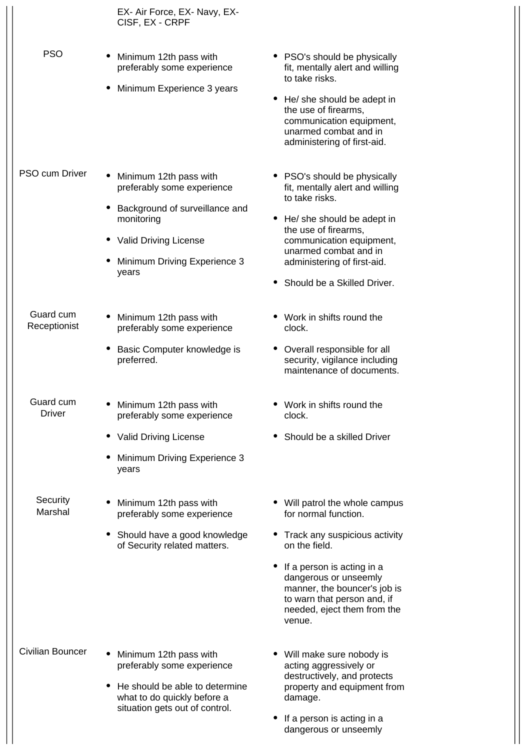| | | |
|---|---|---|
| | EX- Air Force, EX- Navy, EX- CISF, EX - CRPF | |
| PSO | • Minimum 12th pass with preferably some experience<br>• Minimum Experience 3 years | • PSO's should be physically fit, mentally alert and willing to take risks.<br>• He/ she should be adept in the use of firearms, communication equipment, unarmed combat and in administering of first-aid. |
| PSO cum Driver | • Minimum 12th pass with preferably some experience<br>• Background of surveillance and monitoring<br>• Valid Driving License<br>• Minimum Driving Experience 3 years | • PSO's should be physically fit, mentally alert and willing to take risks.<br>• He/ she should be adept in the use of firearms, communication equipment, unarmed combat and in administering of first-aid.<br>• Should be a Skilled Driver. |
| Guard cum Receptionist | • Minimum 12th pass with preferably some experience<br>• Basic Computer knowledge is preferred. | • Work in shifts round the clock.<br>• Overall responsible for all security, vigilance including maintenance of documents. |
| Guard cum Driver | • Minimum 12th pass with preferably some experience<br>• Valid Driving License<br>• Minimum Driving Experience 3 years | • Work in shifts round the clock.<br>• Should be a skilled Driver |
| Security Marshal | • Minimum 12th pass with preferably some experience<br>• Should have a good knowledge of Security related matters. | • Will patrol the whole campus for normal function.<br>• Track any suspicious activity on the field.<br>• If a person is acting in a dangerous or unseemly manner, the bouncer's job is to warn that person and, if needed, eject them from the venue. |
| Civilian Bouncer | • Minimum 12th pass with preferably some experience<br>• He should be able to determine what to do quickly before a situation gets out of control. | • Will make sure nobody is acting aggressively or destructively, and protects property and equipment from damage.<br>• If a person is acting in a dangerous or unseemly |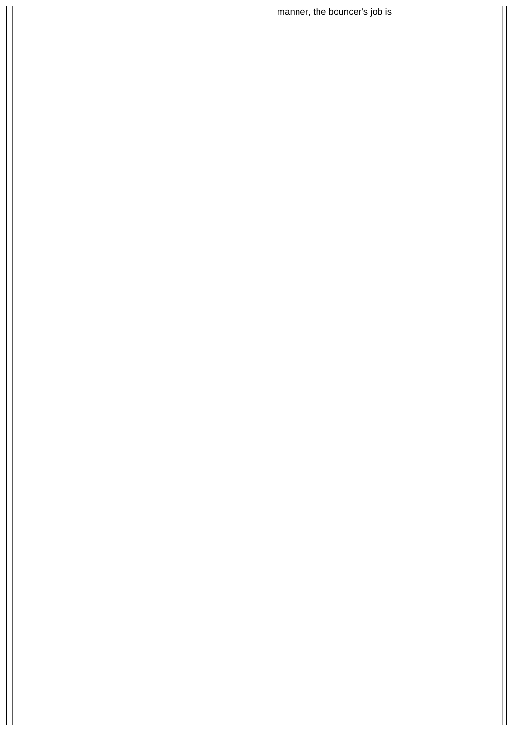manner, the bouncer's job is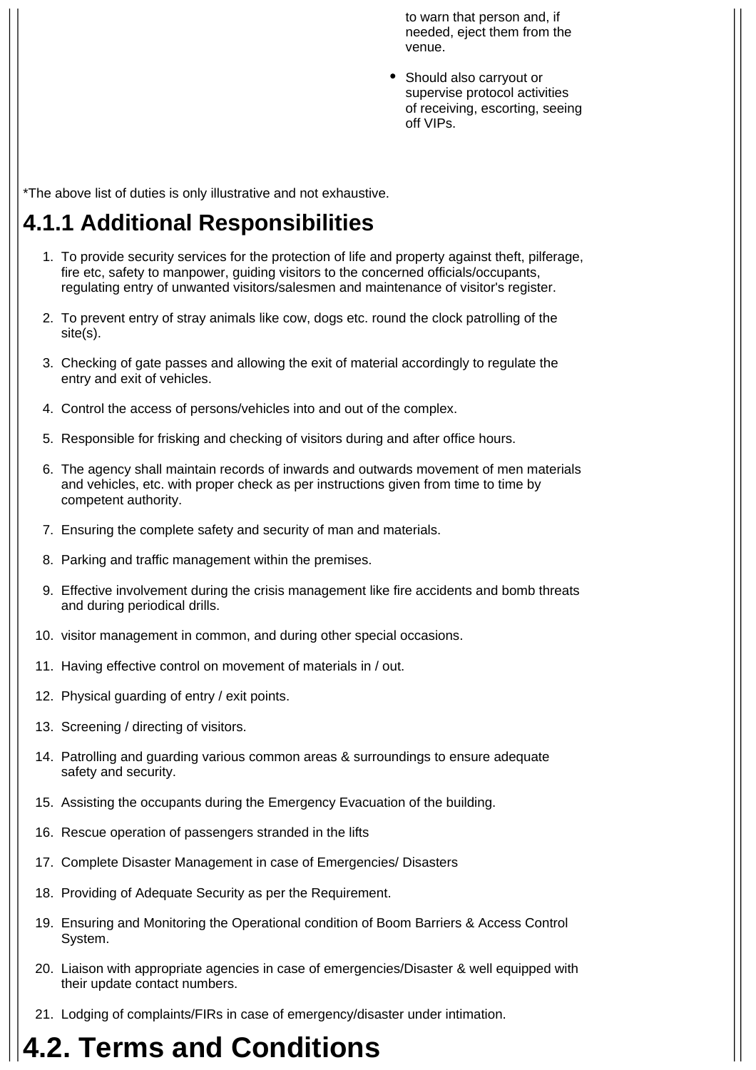- to warn that person and, if needed, eject them from the venue.
- Should also carryout or supervise protocol activities of receiving, escorting, seeing off VIPs.

*The above list of duties is only illustrative and not exhaustive.

## 4.1.1 Additional Responsibilities

1. To provide security services for the protection of life and property against theft, pilferage, fire etc, safety to manpower, guiding visitors to the concerned officials/occupants, regulating entry of unwanted visitors/salesmen and maintenance of visitor's register.
2. To prevent entry of stray animals like cow, dogs etc. round the clock patrolling of the site(s).
3. Checking of gate passes and allowing the exit of material accordingly to regulate the entry and exit of vehicles.
4. Control the access of persons/vehicles into and out of the complex.
5. Responsible for frisking and checking of visitors during and after office hours.
6. The agency shall maintain records of inwards and outwards movement of men materials and vehicles, etc. with proper check as per instructions given from time to time by competent authority.
7. Ensuring the complete safety and security of man and materials.
8. Parking and traffic management within the premises.
9. Effective involvement during the crisis management like fire accidents and bomb threats and during periodical drills.
10. visitor management in common, and during other special occasions.
11. Having effective control on movement of materials in / out.
12. Physical guarding of entry / exit points.
13. Screening / directing of visitors.
14. Patrolling and guarding various common areas & surroundings to ensure adequate safety and security.
15. Assisting the occupants during the Emergency Evacuation of the building.
16. Rescue operation of passengers stranded in the lifts
17. Complete Disaster Management in case of Emergencies/ Disasters
18. Providing of Adequate Security as per the Requirement.
19. Ensuring and Monitoring the Operational condition of Boom Barriers & Access Control System.
20. Liaison with appropriate agencies in case of emergencies/Disaster & well equipped with their update contact numbers.
21. Lodging of complaints/FIRs in case of emergency/disaster under intimation.

# 4.2. Terms and Conditions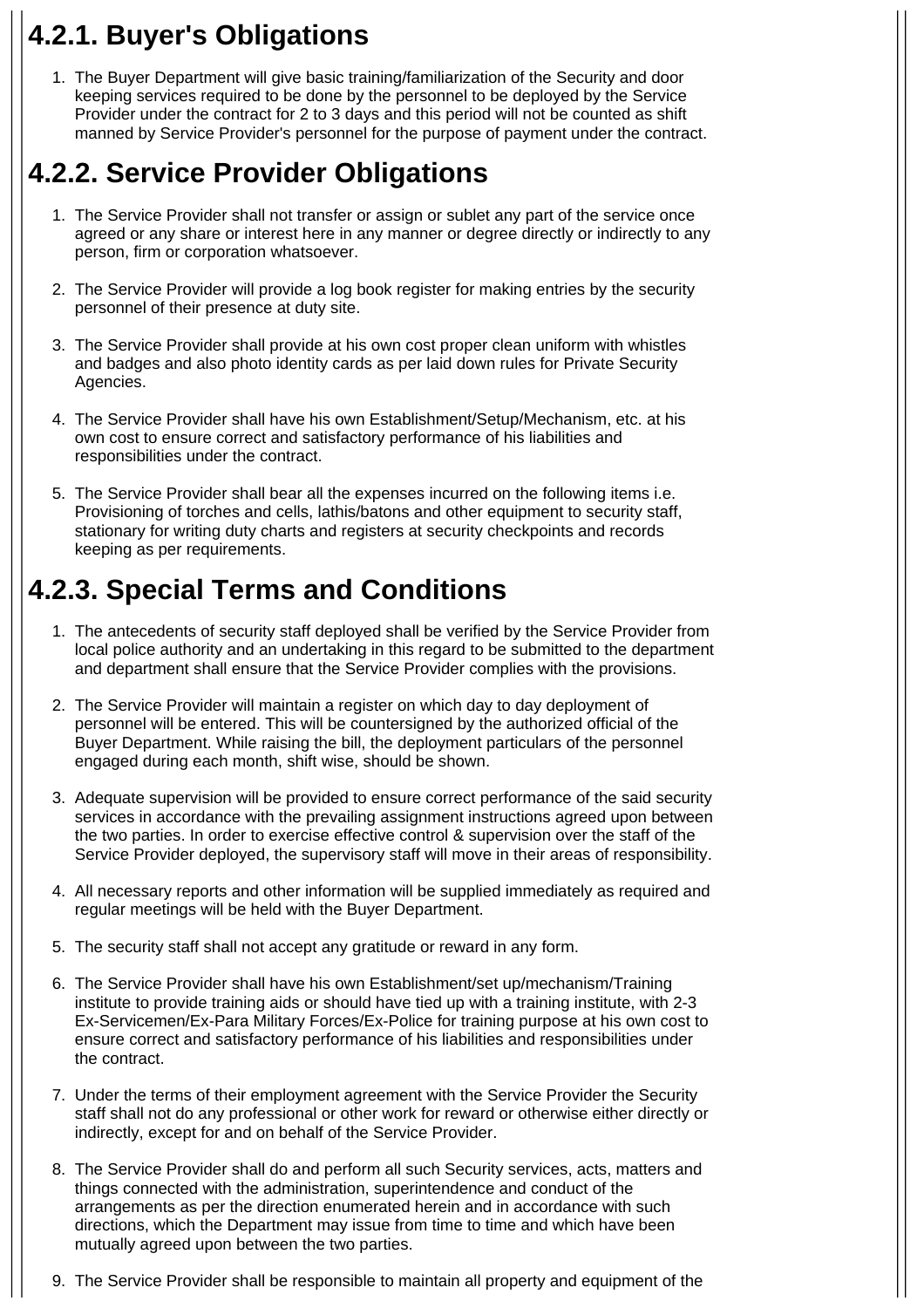## 4.2.1. Buyer's Obligations

1. The Buyer Department will give basic training/familiarization of the Security and door keeping services required to be done by the personnel to be deployed by the Service Provider under the contract for 2 to 3 days and this period will not be counted as shift manned by Service Provider's personnel for the purpose of payment under the contract.

## 4.2.2. Service Provider Obligations

1. The Service Provider shall not transfer or assign or sublet any part of the service once agreed or any share or interest here in any manner or degree directly or indirectly to any person, firm or corporation whatsoever.

2. The Service Provider will provide a log book register for making entries by the security personnel of their presence at duty site.

3. The Service Provider shall provide at his own cost proper clean uniform with whistles and badges and also photo identity cards as per laid down rules for Private Security Agencies.

4. The Service Provider shall have his own Establishment/Setup/Mechanism, etc. at his own cost to ensure correct and satisfactory performance of his liabilities and responsibilities under the contract.

5. The Service Provider shall bear all the expenses incurred on the following items i.e. Provisioning of torches and cells, lathis/batons and other equipment to security staff, stationary for writing duty charts and registers at security checkpoints and records keeping as per requirements.

## 4.2.3. Special Terms and Conditions

1. The antecedents of security staff deployed shall be verified by the Service Provider from local police authority and an undertaking in this regard to be submitted to the department and department shall ensure that the Service Provider complies with the provisions.

2. The Service Provider will maintain a register on which day to day deployment of personnel will be entered. This will be countersigned by the authorized official of the Buyer Department. While raising the bill, the deployment particulars of the personnel engaged during each month, shift wise, should be shown.

3. Adequate supervision will be provided to ensure correct performance of the said security services in accordance with the prevailing assignment instructions agreed upon between the two parties. In order to exercise effective control & supervision over the staff of the Service Provider deployed, the supervisory staff will move in their areas of responsibility.

4. All necessary reports and other information will be supplied immediately as required and regular meetings will be held with the Buyer Department.

5. The security staff shall not accept any gratitude or reward in any form.

6. The Service Provider shall have his own Establishment/set up/mechanism/Training institute to provide training aids or should have tied up with a training institute, with 2-3 Ex-Servicemen/Ex-Para Military Forces/Ex-Police for training purpose at his own cost to ensure correct and satisfactory performance of his liabilities and responsibilities under the contract.

7. Under the terms of their employment agreement with the Service Provider the Security staff shall not do any professional or other work for reward or otherwise either directly or indirectly, except for and on behalf of the Service Provider.

8. The Service Provider shall do and perform all such Security services, acts, matters and things connected with the administration, superintendence and conduct of the arrangements as per the direction enumerated herein and in accordance with such directions, which the Department may issue from time to time and which have been mutually agreed upon between the two parties.

9. The Service Provider shall be responsible to maintain all property and equipment of the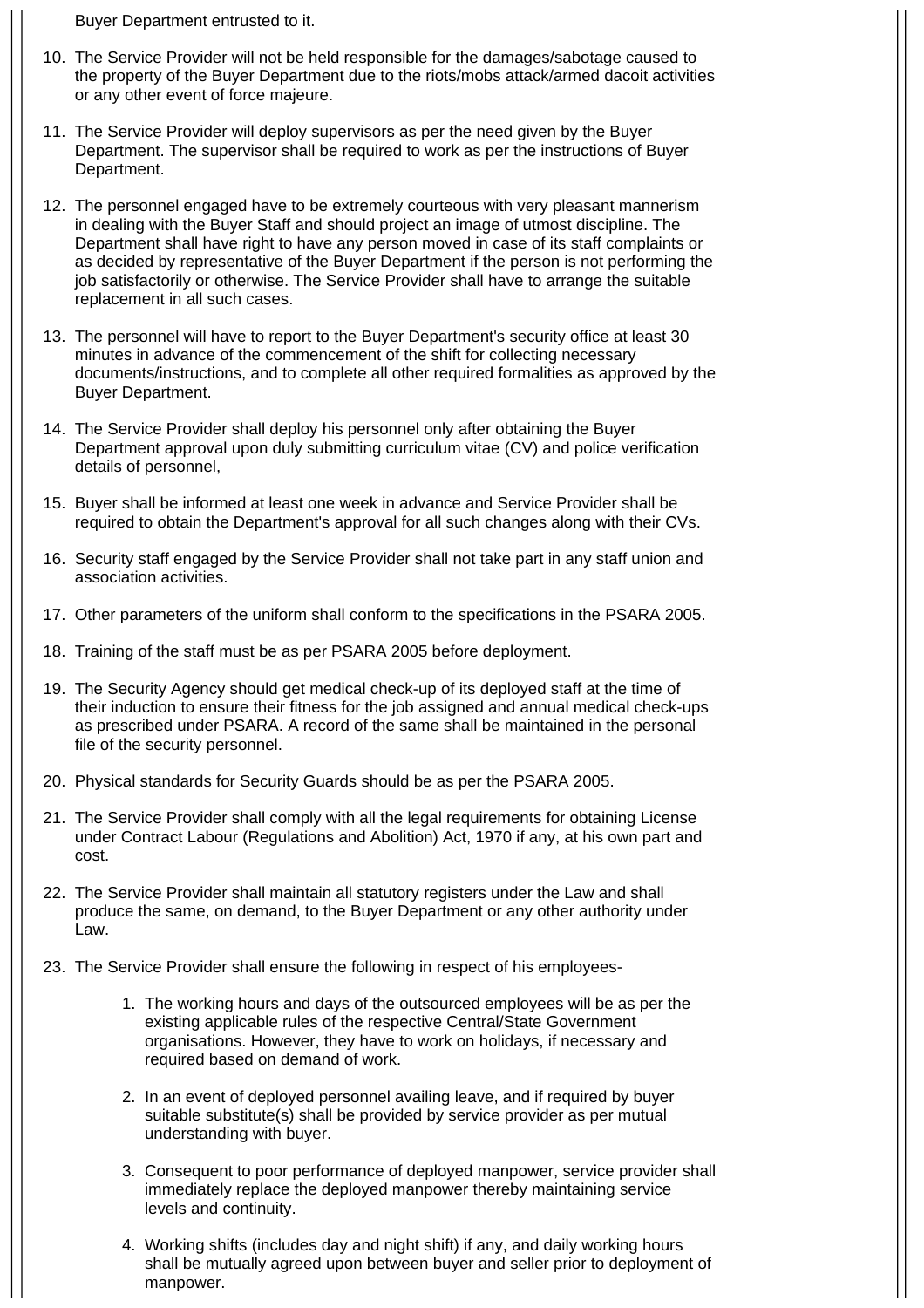Buyer Department entrusted to it.

10. The Service Provider will not be held responsible for the damages/sabotage caused to the property of the Buyer Department due to the riots/mobs attack/armed dacoit activities or any other event of force majeure.

11. The Service Provider will deploy supervisors as per the need given by the Buyer Department. The supervisor shall be required to work as per the instructions of Buyer Department.

12. The personnel engaged have to be extremely courteous with very pleasant mannerism in dealing with the Buyer Staff and should project an image of utmost discipline. The Department shall have right to have any person moved in case of its staff complaints or as decided by representative of the Buyer Department if the person is not performing the job satisfactorily or otherwise. The Service Provider shall have to arrange the suitable replacement in all such cases.

13. The personnel will have to report to the Buyer Department's security office at least 30 minutes in advance of the commencement of the shift for collecting necessary documents/instructions, and to complete all other required formalities as approved by the Buyer Department.

14. The Service Provider shall deploy his personnel only after obtaining the Buyer Department approval upon duly submitting curriculum vitae (CV) and police verification details of personnel,

15. Buyer shall be informed at least one week in advance and Service Provider shall be required to obtain the Department's approval for all such changes along with their CVs.

16. Security staff engaged by the Service Provider shall not take part in any staff union and association activities.

17. Other parameters of the uniform shall conform to the specifications in the PSARA 2005.

18. Training of the staff must be as per PSARA 2005 before deployment.

19. The Security Agency should get medical check-up of its deployed staff at the time of their induction to ensure their fitness for the job assigned and annual medical check-ups as prescribed under PSARA. A record of the same shall be maintained in the personal file of the security personnel.

20. Physical standards for Security Guards should be as per the PSARA 2005.

21. The Service Provider shall comply with all the legal requirements for obtaining License under Contract Labour (Regulations and Abolition) Act, 1970 if any, at his own part and cost.

22. The Service Provider shall maintain all statutory registers under the Law and shall produce the same, on demand, to the Buyer Department or any other authority under Law.

23. The Service Provider shall ensure the following in respect of his employees-

    1. The working hours and days of the outsourced employees will be as per the existing applicable rules of the respective Central/State Government organisations. However, they have to work on holidays, if necessary and required based on demand of work.

    2. In an event of deployed personnel availing leave, and if required by buyer suitable substitute(s) shall be provided by service provider as per mutual understanding with buyer.

    3. Consequent to poor performance of deployed manpower, service provider shall immediately replace the deployed manpower thereby maintaining service levels and continuity.

    4. Working shifts (includes day and night shift) if any, and daily working hours shall be mutually agreed upon between buyer and seller prior to deployment of manpower.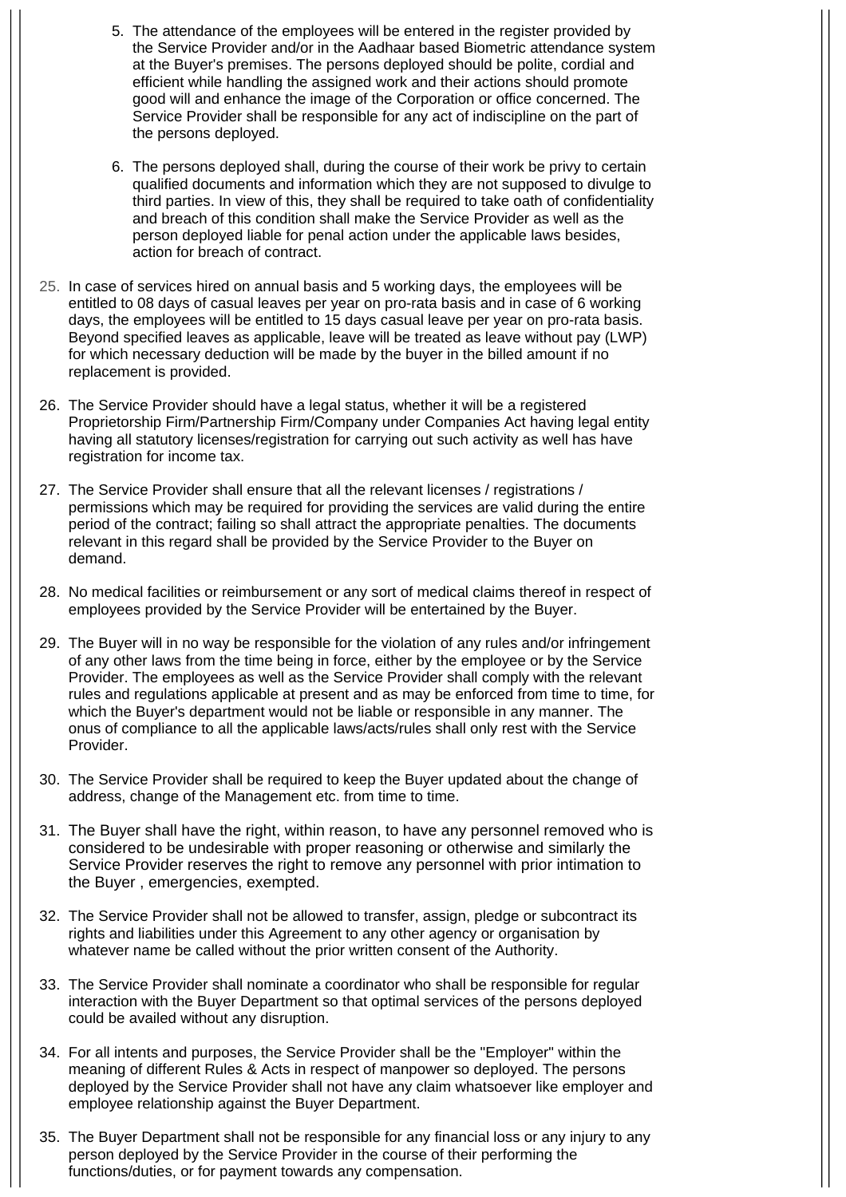5. The attendance of the employees will be entered in the register provided by the Service Provider and/or in the Aadhaar based Biometric attendance system at the Buyer's premises. The persons deployed should be polite, cordial and efficient while handling the assigned work and their actions should promote good will and enhance the image of the Corporation or office concerned. The Service Provider shall be responsible for any act of indiscipline on the part of the persons deployed.

6. The persons deployed shall, during the course of their work be privy to certain qualified documents and information which they are not supposed to divulge to third parties. In view of this, they shall be required to take oath of confidentiality and breach of this condition shall make the Service Provider as well as the person deployed liable for penal action under the applicable laws besides, action for breach of contract.

25. In case of services hired on annual basis and 5 working days, the employees will be entitled to 08 days of casual leaves per year on pro-rata basis and in case of 6 working days, the employees will be entitled to 15 days casual leave per year on pro-rata basis. Beyond specified leaves as applicable, leave will be treated as leave without pay (LWP) for which necessary deduction will be made by the buyer in the billed amount if no replacement is provided.

26. The Service Provider should have a legal status, whether it will be a registered Proprietorship Firm/Partnership Firm/Company under Companies Act having legal entity having all statutory licenses/registration for carrying out such activity as well has have registration for income tax.

27. The Service Provider shall ensure that all the relevant licenses / registrations / permissions which may be required for providing the services are valid during the entire period of the contract; failing so shall attract the appropriate penalties. The documents relevant in this regard shall be provided by the Service Provider to the Buyer on demand.

28. No medical facilities or reimbursement or any sort of medical claims thereof in respect of employees provided by the Service Provider will be entertained by the Buyer.

29. The Buyer will in no way be responsible for the violation of any rules and/or infringement of any other laws from the time being in force, either by the employee or by the Service Provider. The employees as well as the Service Provider shall comply with the relevant rules and regulations applicable at present and as may be enforced from time to time, for which the Buyer's department would not be liable or responsible in any manner. The onus of compliance to all the applicable laws/acts/rules shall only rest with the Service Provider.

30. The Service Provider shall be required to keep the Buyer updated about the change of address, change of the Management etc. from time to time.

31. The Buyer shall have the right, within reason, to have any personnel removed who is considered to be undesirable with proper reasoning or otherwise and similarly the Service Provider reserves the right to remove any personnel with prior intimation to the Buyer , emergencies, exempted.

32. The Service Provider shall not be allowed to transfer, assign, pledge or subcontract its rights and liabilities under this Agreement to any other agency or organisation by whatever name be called without the prior written consent of the Authority.

33. The Service Provider shall nominate a coordinator who shall be responsible for regular interaction with the Buyer Department so that optimal services of the persons deployed could be availed without any disruption.

34. For all intents and purposes, the Service Provider shall be the "Employer" within the meaning of different Rules & Acts in respect of manpower so deployed. The persons deployed by the Service Provider shall not have any claim whatsoever like employer and employee relationship against the Buyer Department.

35. The Buyer Department shall not be responsible for any financial loss or any injury to any person deployed by the Service Provider in the course of their performing the functions/duties, or for payment towards any compensation.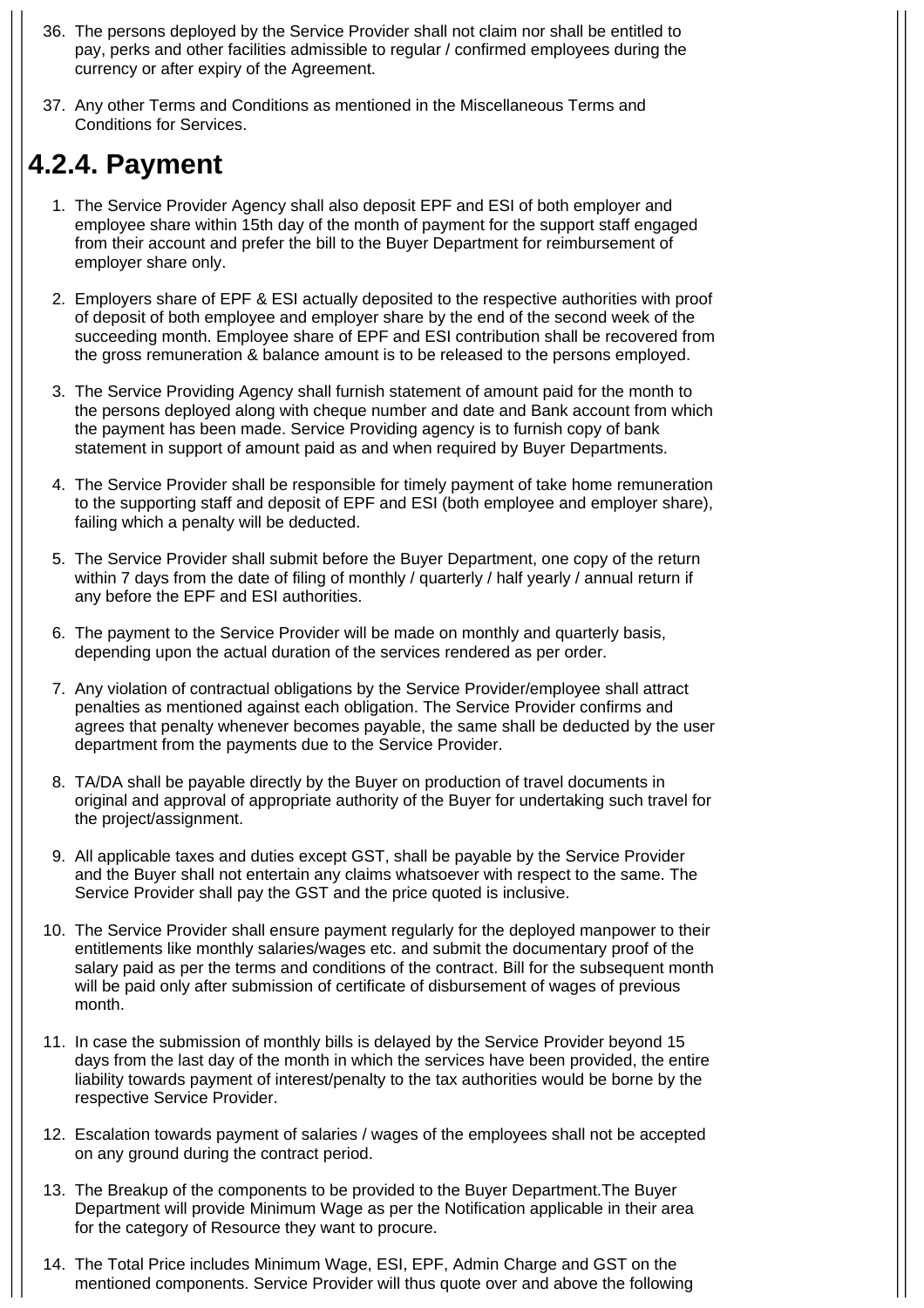36. The persons deployed by the Service Provider shall not claim nor shall be entitled to pay, perks and other facilities admissible to regular / confirmed employees during the currency or after expiry of the Agreement.

37. Any other Terms and Conditions as mentioned in the Miscellaneous Terms and Conditions for Services.

## 4.2.4. Payment

1. The Service Provider Agency shall also deposit EPF and ESI of both employer and employee share within 15th day of the month of payment for the support staff engaged from their account and prefer the bill to the Buyer Department for reimbursement of employer share only.

2. Employers share of EPF & ESI actually deposited to the respective authorities with proof of deposit of both employee and employer share by the end of the second week of the succeeding month. Employee share of EPF and ESI contribution shall be recovered from the gross remuneration & balance amount is to be released to the persons employed.

3. The Service Providing Agency shall furnish statement of amount paid for the month to the persons deployed along with cheque number and date and Bank account from which the payment has been made. Service Providing agency is to furnish copy of bank statement in support of amount paid as and when required by Buyer Departments.

4. The Service Provider shall be responsible for timely payment of take home remuneration to the supporting staff and deposit of EPF and ESI (both employee and employer share), failing which a penalty will be deducted.

5. The Service Provider shall submit before the Buyer Department, one copy of the return within 7 days from the date of filing of monthly / quarterly / half yearly / annual return if any before the EPF and ESI authorities.

6. The payment to the Service Provider will be made on monthly and quarterly basis, depending upon the actual duration of the services rendered as per order.

7. Any violation of contractual obligations by the Service Provider/employee shall attract penalties as mentioned against each obligation. The Service Provider confirms and agrees that penalty whenever becomes payable, the same shall be deducted by the user department from the payments due to the Service Provider.

8. TA/DA shall be payable directly by the Buyer on production of travel documents in original and approval of appropriate authority of the Buyer for undertaking such travel for the project/assignment.

9. All applicable taxes and duties except GST, shall be payable by the Service Provider and the Buyer shall not entertain any claims whatsoever with respect to the same. The Service Provider shall pay the GST and the price quoted is inclusive.

10. The Service Provider shall ensure payment regularly for the deployed manpower to their entitlements like monthly salaries/wages etc. and submit the documentary proof of the salary paid as per the terms and conditions of the contract. Bill for the subsequent month will be paid only after submission of certificate of disbursement of wages of previous month.

11. In case the submission of monthly bills is delayed by the Service Provider beyond 15 days from the last day of the month in which the services have been provided, the entire liability towards payment of interest/penalty to the tax authorities would be borne by the respective Service Provider.

12. Escalation towards payment of salaries / wages of the employees shall not be accepted on any ground during the contract period.

13. The Breakup of the components to be provided to the Buyer Department.The Buyer Department will provide Minimum Wage as per the Notification applicable in their area for the category of Resource they want to procure.

14. The Total Price includes Minimum Wage, ESI, EPF, Admin Charge and GST on the mentioned components. Service Provider will thus quote over and above the following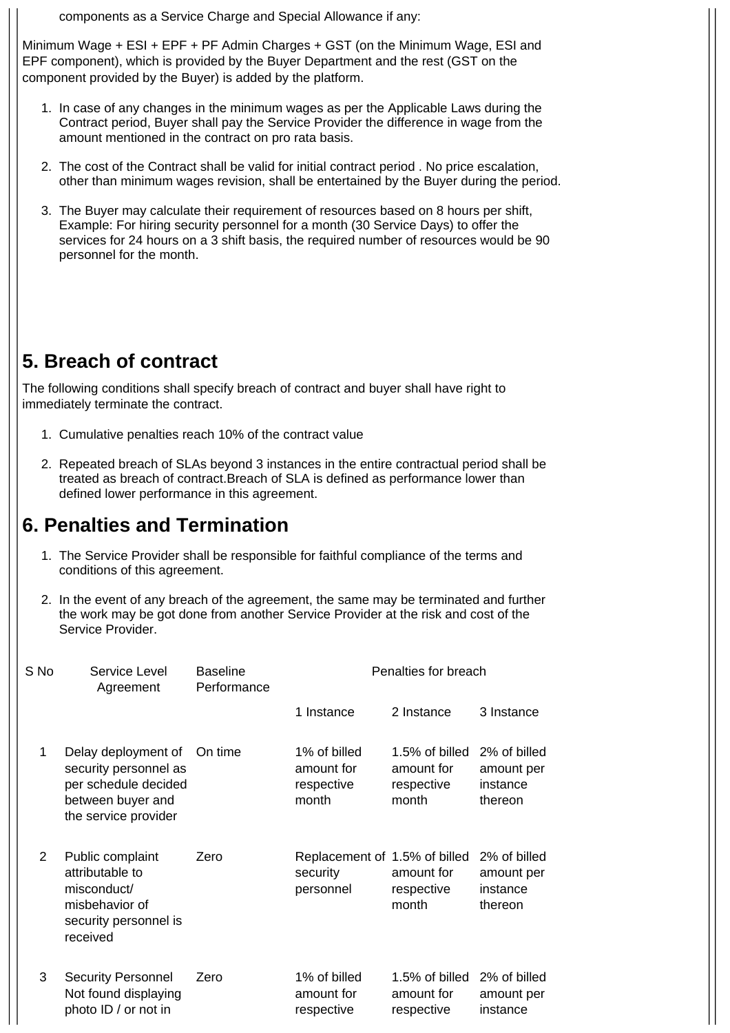components as a Service Charge and Special Allowance if any:

Minimum Wage + ESI + EPF + PF Admin Charges + GST (on the Minimum Wage, ESI and EPF component), which is provided by the Buyer Department and the rest (GST on the component provided by the Buyer) is added by the platform.

1. In case of any changes in the minimum wages as per the Applicable Laws during the Contract period, Buyer shall pay the Service Provider the difference in wage from the amount mentioned in the contract on pro rata basis.
2. The cost of the Contract shall be valid for initial contract period . No price escalation, other than minimum wages revision, shall be entertained by the Buyer during the period.
3. The Buyer may calculate their requirement of resources based on 8 hours per shift, Example: For hiring security personnel for a month (30 Service Days) to offer the services for 24 hours on a 3 shift basis, the required number of resources would be 90 personnel for the month.

## 5. Breach of contract

The following conditions shall specify breach of contract and buyer shall have right to immediately terminate the contract.

1. Cumulative penalties reach 10% of the contract value
2. Repeated breach of SLAs beyond 3 instances in the entire contractual period shall be treated as breach of contract.Breach of SLA is defined as performance lower than defined lower performance in this agreement.

## 6. Penalties and Termination

1. The Service Provider shall be responsible for faithful compliance of the terms and conditions of this agreement.
2. In the event of any breach of the agreement, the same may be terminated and further the work may be got done from another Service Provider at the risk and cost of the Service Provider.

| S No | Service Level Agreement | Baseline Performance | Penalties for breach | | |
|---|---|---|---|---|---|
| | | | 1 Instance | 2 Instance | 3 Instance |
| 1 | Delay deployment of security personnel as per schedule decided between buyer and the service provider | On time | 1% of billed amount for respective month | 1.5% of billed amount for respective month | 2% of billed amount per instance thereon |
| 2 | Public complaint attributable to misconduct/ misbehavior of security personnel is received | Zero | Replacement of security personnel | 1.5% of billed amount for respective month | 2% of billed amount per instance thereon |
| 3 | Security Personnel Not found displaying photo ID / or not in | Zero | 1% of billed amount for respective | 1.5% of billed amount for respective | 2% of billed amount per instance |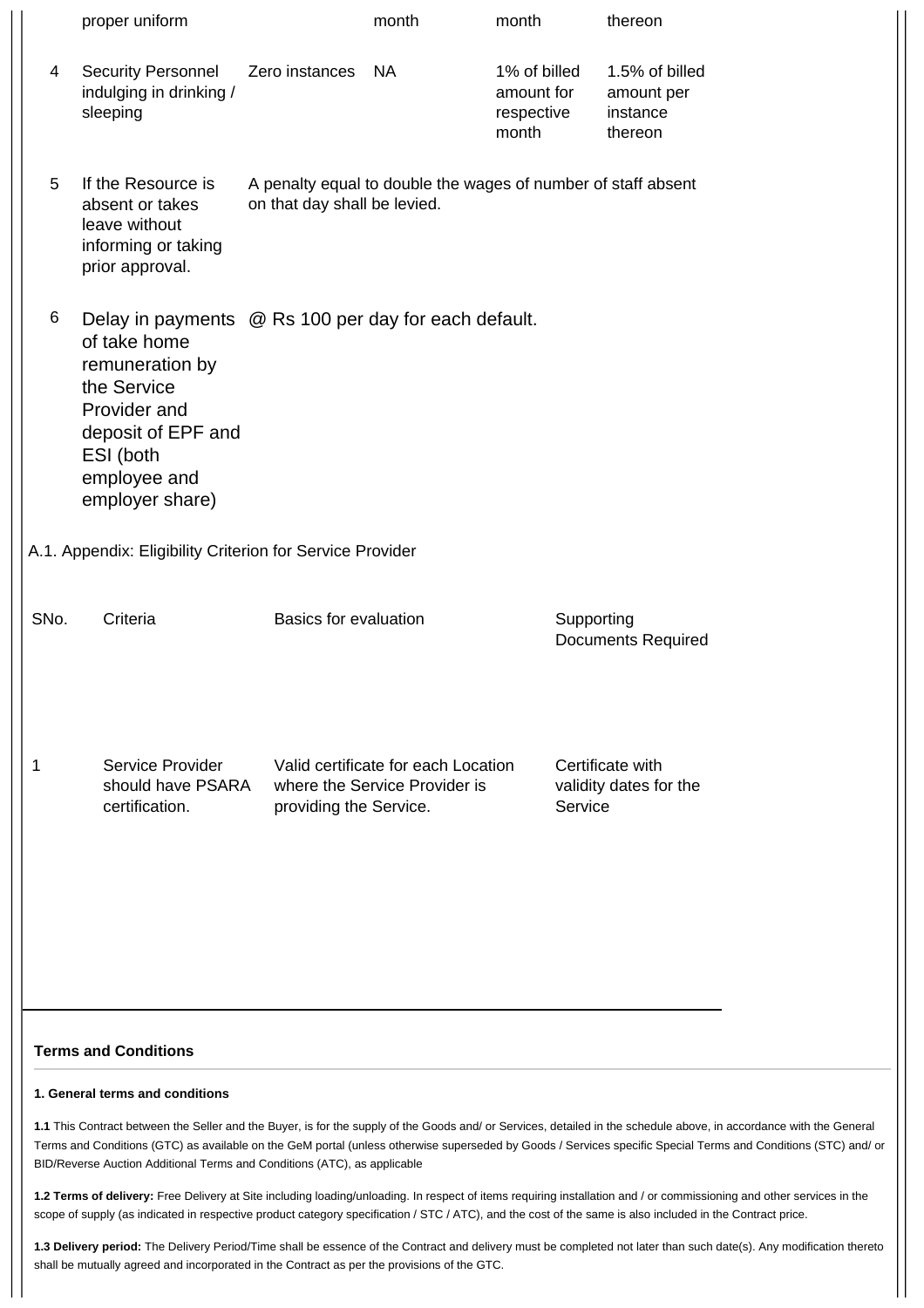| | | | | | |
|---|---|---|---|---|---|
| | proper uniform | | month | month | thereon |
| 4 | Security Personnel indulging in drinking / sleeping | Zero instances | NA | 1% of billed amount for respective month | 1.5% of billed amount per instance thereon |
| 5 | If the Resource is absent or takes leave without informing or taking prior approval. | A penalty equal to double the wages of number of staff absent on that day shall be levied. | | | |
| 6 | Delay in payments of take home remuneration by the Service Provider and deposit of EPF and ESI (both employee and employer share) | @ Rs 100 per day for each default. | | | |

A.1. Appendix: Eligibility Criterion for Service Provider

| SNo. | Criteria | Basics for evaluation | Supporting Documents Required |
|---|---|---|---|
| 1 | Service Provider should have PSARA certification. | Valid certificate for each Location where the Service Provider is providing the Service. | Certificate with validity dates for the Service |

**Terms and Conditions**

**1. General terms and conditions**

**1.1** This Contract between the Seller and the Buyer, is for the supply of the Goods and/ or Services, detailed in the schedule above, in accordance with the General Terms and Conditions (GTC) as available on the GeM portal (unless otherwise superseded by Goods / Services specific Special Terms and Conditions (STC) and/ or BID/Reverse Auction Additional Terms and Conditions (ATC), as applicable

**1.2 Terms of delivery:** Free Delivery at Site including loading/unloading. In respect of items requiring installation and / or commissioning and other services in the scope of supply (as indicated in respective product category specification / STC / ATC), and the cost of the same is also included in the Contract price.

**1.3 Delivery period:** The Delivery Period/Time shall be essence of the Contract and delivery must be completed not later than such date(s). Any modification thereto shall be mutually agreed and incorporated in the Contract as per the provisions of the GTC.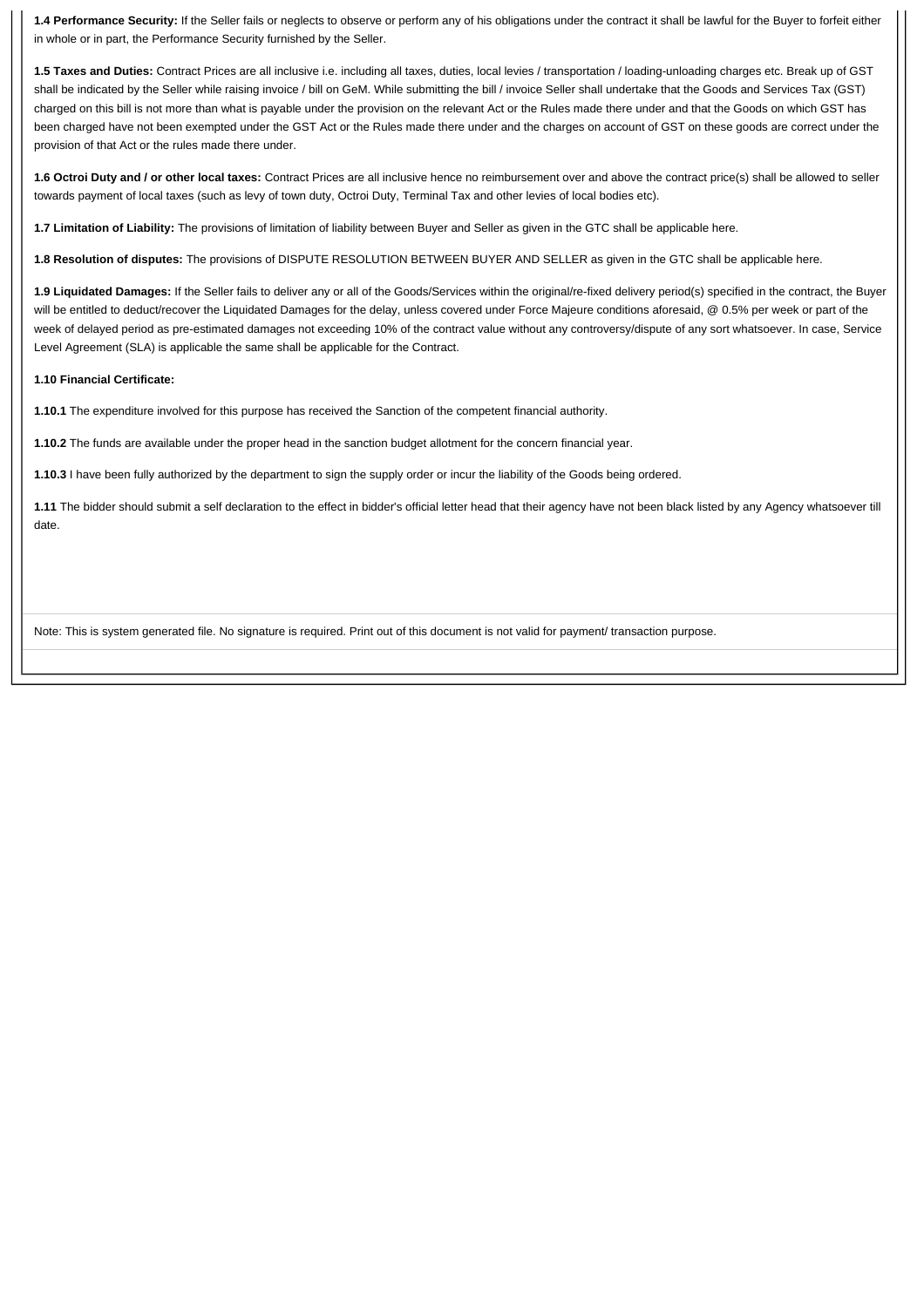**1.4 Performance Security:** If the Seller fails or neglects to observe or perform any of his obligations under the contract it shall be lawful for the Buyer to forfeit either in whole or in part, the Performance Security furnished by the Seller.

**1.5 Taxes and Duties:** Contract Prices are all inclusive i.e. including all taxes, duties, local levies / transportation / loading-unloading charges etc. Break up of GST shall be indicated by the Seller while raising invoice / bill on GeM. While submitting the bill / invoice Seller shall undertake that the Goods and Services Tax (GST) charged on this bill is not more than what is payable under the provision on the relevant Act or the Rules made there under and that the Goods on which GST has been charged have not been exempted under the GST Act or the Rules made there under and the charges on account of GST on these goods are correct under the provision of that Act or the rules made there under.

**1.6 Octroi Duty and / or other local taxes:** Contract Prices are all inclusive hence no reimbursement over and above the contract price(s) shall be allowed to seller towards payment of local taxes (such as levy of town duty, Octroi Duty, Terminal Tax and other levies of local bodies etc).

**1.7 Limitation of Liability:** The provisions of limitation of liability between Buyer and Seller as given in the GTC shall be applicable here.

**1.8 Resolution of disputes:** The provisions of DISPUTE RESOLUTION BETWEEN BUYER AND SELLER as given in the GTC shall be applicable here.

**1.9 Liquidated Damages:** If the Seller fails to deliver any or all of the Goods/Services within the original/re-fixed delivery period(s) specified in the contract, the Buyer will be entitled to deduct/recover the Liquidated Damages for the delay, unless covered under Force Majeure conditions aforesaid, @ 0.5% per week or part of the week of delayed period as pre-estimated damages not exceeding 10% of the contract value without any controversy/dispute of any sort whatsoever. In case, Service Level Agreement (SLA) is applicable the same shall be applicable for the Contract.

**1.10 Financial Certificate:**

**1.10.1** The expenditure involved for this purpose has received the Sanction of the competent financial authority.

**1.10.2** The funds are available under the proper head in the sanction budget allotment for the concern financial year.

**1.10.3** I have been fully authorized by the department to sign the supply order or incur the liability of the Goods being ordered.

**1.11** The bidder should submit a self declaration to the effect in bidder's official letter head that their agency have not been black listed by any Agency whatsoever till date.

Note: This is system generated file. No signature is required. Print out of this document is not valid for payment/ transaction purpose.